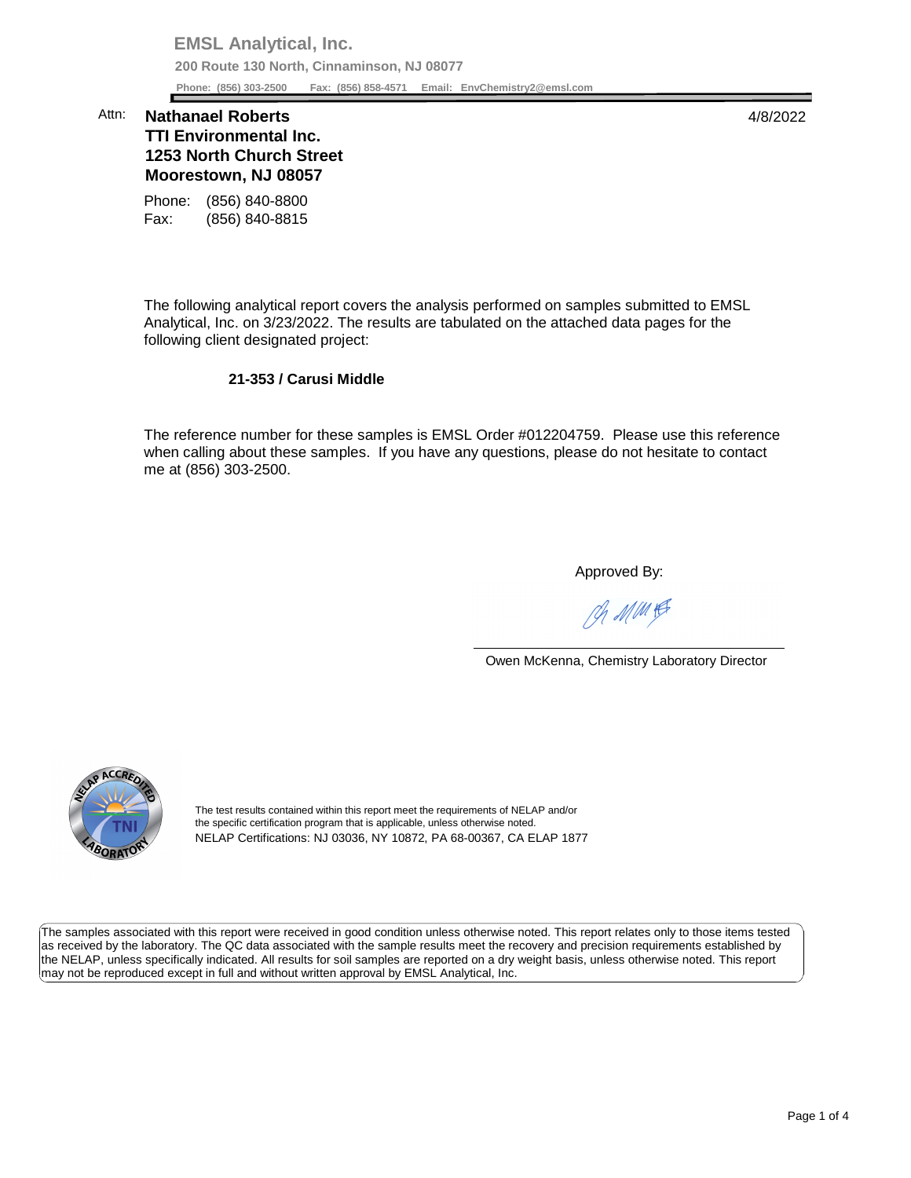**EMSL Analytical, Inc.**

**200 Route 130 North, Cinnaminson, NJ 08077**

**Phone: (856) 303-2500 Fax: (856) 858-4571 Email: EnvChemistry2@emsl.com**

Attn: **Nathanael Roberts**
**TTI Environmental Inc.**
**1253 North Church Street**
**Moorestown, NJ 08057**

4/8/2022

Phone: (856) 840-8800
Fax: (856) 840-8815

The following analytical report covers the analysis performed on samples submitted to EMSL Analytical, Inc. on 3/23/2022. The results are tabulated on the attached data pages for the following client designated project:

**21-353 / Carusi Middle**

The reference number for these samples is EMSL Order #012204759. Please use this reference when calling about these samples. If you have any questions, please do not hesitate to contact me at (856) 303-2500.

Approved By:

Owen McKenna, Chemistry Laboratory Director

The test results contained within this report meet the requirements of NELAP and/or the specific certification program that is applicable, unless otherwise noted.
NELAP Certifications: NJ 03036, NY 10872, PA 68-00367, CA ELAP 1877

The samples associated with this report were received in good condition unless otherwise noted. This report relates only to those items tested as received by the laboratory. The QC data associated with the sample results meet the recovery and precision requirements established by the NELAP, unless specifically indicated. All results for soil samples are reported on a dry weight basis, unless otherwise noted. This report may not be reproduced except in full and without written approval by EMSL Analytical, Inc.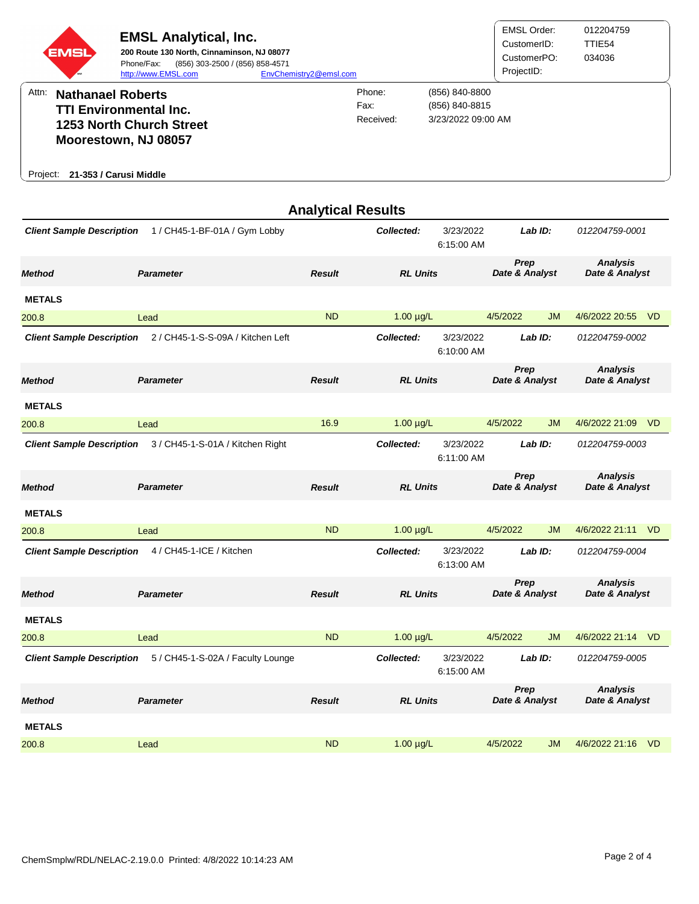**EMSL Analytical, Inc.**
**200 Route 130 North, Cinnaminson, NJ 08077**
Phone/Fax: (856) 303-2500 / (856) 858-4571
http://www.EMSL.com EnvChemistry2@emsl.com

| | |
|---|---|
| EMSL Order: | 012204759 |
| CustomerID: | TTIE54 |
| CustomerPO: | 034036 |
| ProjectID: | |

Attn: **Nathanael Roberts**
**TTI Environmental Inc.**
**1253 North Church Street**
**Moorestown, NJ 08057**

| | |
|---|---|
| Phone: | (856) 840-8800 |
| Fax: | (856) 840-8815 |
| Received: | 3/23/2022 09:00 AM |

Project: **21-353 / Carusi Middle**

## Analytical Results

***Client Sample Description*** 1 / CH45-1-BF-01A / Gym Lobby — ***Collected:*** 3/23/2022 6:15:00 AM — ***Lab ID:*** *012204759-0001*

| Method | Parameter | Result | RL Units | Prep Date & Analyst | | Analysis Date & Analyst | |
|---|---|---|---|---|---|---|---|
| **METALS** | | | | | | | |
| 200.8 | Lead | ND | 1.00 µg/L | 4/5/2022 | JM | 4/6/2022 20:55 | VD |

***Client Sample Description*** 2 / CH45-1-S-S-09A / Kitchen Left — ***Collected:*** 3/23/2022 6:10:00 AM — ***Lab ID:*** *012204759-0002*

| Method | Parameter | Result | RL Units | Prep Date & Analyst | | Analysis Date & Analyst | |
|---|---|---|---|---|---|---|---|
| **METALS** | | | | | | | |
| 200.8 | Lead | 16.9 | 1.00 µg/L | 4/5/2022 | JM | 4/6/2022 21:09 | VD |

***Client Sample Description*** 3 / CH45-1-S-01A / Kitchen Right — ***Collected:*** 3/23/2022 6:11:00 AM — ***Lab ID:*** *012204759-0003*

| Method | Parameter | Result | RL Units | Prep Date & Analyst | | Analysis Date & Analyst | |
|---|---|---|---|---|---|---|---|
| **METALS** | | | | | | | |
| 200.8 | Lead | ND | 1.00 µg/L | 4/5/2022 | JM | 4/6/2022 21:11 | VD |

***Client Sample Description*** 4 / CH45-1-ICE / Kitchen — ***Collected:*** 3/23/2022 6:13:00 AM — ***Lab ID:*** *012204759-0004*

| Method | Parameter | Result | RL Units | Prep Date & Analyst | | Analysis Date & Analyst | |
|---|---|---|---|---|---|---|---|
| **METALS** | | | | | | | |
| 200.8 | Lead | ND | 1.00 µg/L | 4/5/2022 | JM | 4/6/2022 21:14 | VD |

***Client Sample Description*** 5 / CH45-1-S-02A / Faculty Lounge — ***Collected:*** 3/23/2022 6:15:00 AM — ***Lab ID:*** *012204759-0005*

| Method | Parameter | Result | RL Units | Prep Date & Analyst | | Analysis Date & Analyst | |
|---|---|---|---|---|---|---|---|
| **METALS** | | | | | | | |
| 200.8 | Lead | ND | 1.00 µg/L | 4/5/2022 | JM | 4/6/2022 21:16 | VD |

ChemSmplw/RDL/NELAC-2.19.0.0 Printed: 4/8/2022 10:14:23 AM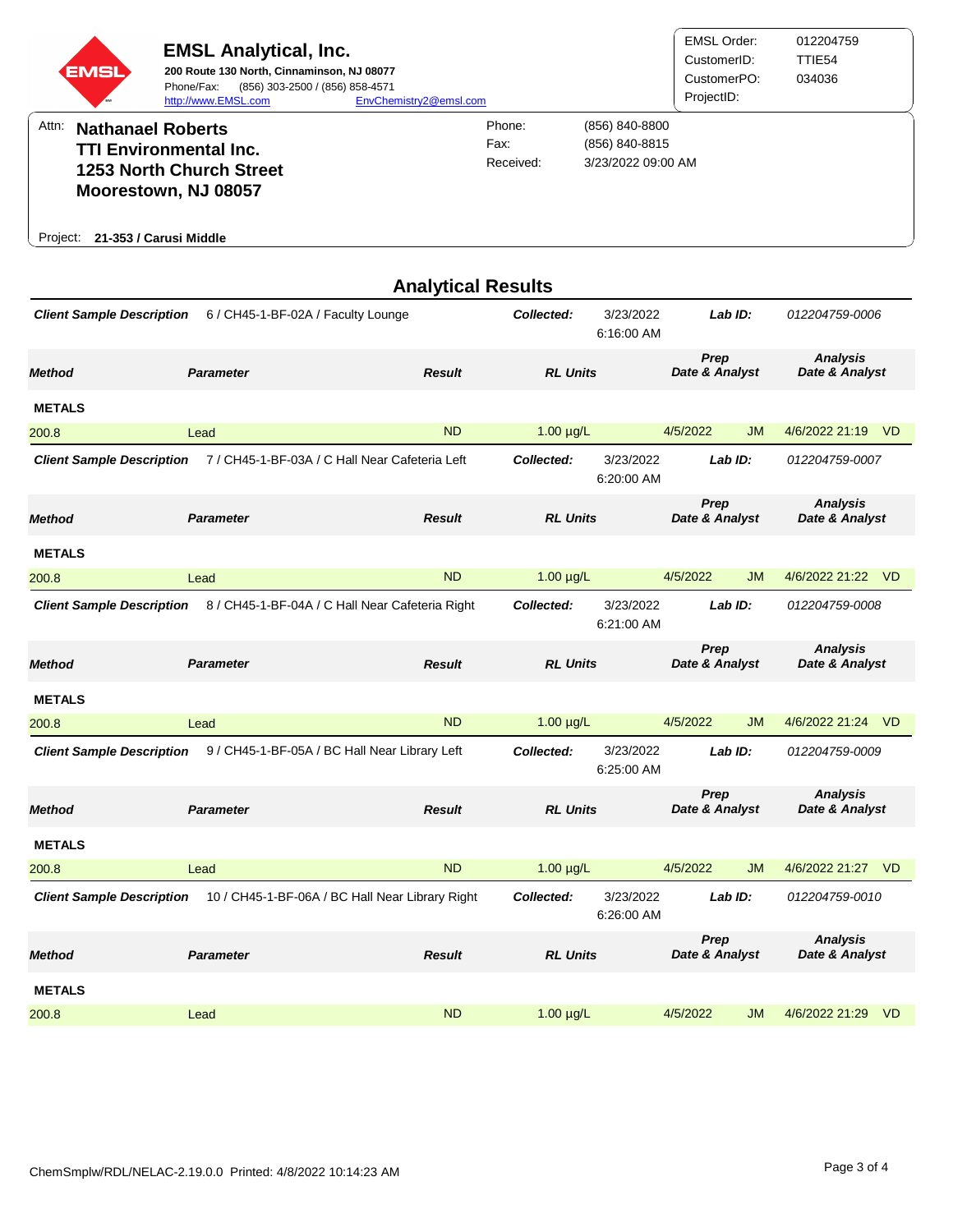**EMSL Analytical, Inc.**
**200 Route 130 North, Cinnaminson, NJ 08077**
Phone/Fax: (856) 303-2500 / (856) 858-4571
http://www.EMSL.com EnvChemistry2@emsl.com

| | |
|---|---|
| EMSL Order: | 012204759 |
| CustomerID: | TTIE54 |
| CustomerPO: | 034036 |
| ProjectID: | |

Attn: **Nathanael Roberts**
**TTI Environmental Inc.**
**1253 North Church Street**
**Moorestown, NJ 08057**

Phone: (856) 840-8800
Fax: (856) 840-8815
Received: 3/23/2022 09:00 AM

Project: **21-353 / Carusi Middle**

## Analytical Results

***Client Sample Description*** 6 / CH45-1-BF-02A / Faculty Lounge — ***Collected:*** 3/23/2022 6:16:00 AM — ***Lab ID:*** *012204759-0006*

| *Method* | *Parameter* | *Result* | *RL Units* | *Prep Date & Analyst* | | *Analysis Date & Analyst* | |
|---|---|---|---|---|---|---|---|
| **METALS** | | | | | | | |
| 200.8 | Lead | ND | 1.00 µg/L | 4/5/2022 | JM | 4/6/2022 21:19 | VD |

***Client Sample Description*** 7 / CH45-1-BF-03A / C Hall Near Cafeteria Left — ***Collected:*** 3/23/2022 6:20:00 AM — ***Lab ID:*** *012204759-0007*

| *Method* | *Parameter* | *Result* | *RL Units* | *Prep Date & Analyst* | | *Analysis Date & Analyst* | |
|---|---|---|---|---|---|---|---|
| **METALS** | | | | | | | |
| 200.8 | Lead | ND | 1.00 µg/L | 4/5/2022 | JM | 4/6/2022 21:22 | VD |

***Client Sample Description*** 8 / CH45-1-BF-04A / C Hall Near Cafeteria Right — ***Collected:*** 3/23/2022 6:21:00 AM — ***Lab ID:*** *012204759-0008*

| *Method* | *Parameter* | *Result* | *RL Units* | *Prep Date & Analyst* | | *Analysis Date & Analyst* | |
|---|---|---|---|---|---|---|---|
| **METALS** | | | | | | | |
| 200.8 | Lead | ND | 1.00 µg/L | 4/5/2022 | JM | 4/6/2022 21:24 | VD |

***Client Sample Description*** 9 / CH45-1-BF-05A / BC Hall Near Library Left — ***Collected:*** 3/23/2022 6:25:00 AM — ***Lab ID:*** *012204759-0009*

| *Method* | *Parameter* | *Result* | *RL Units* | *Prep Date & Analyst* | | *Analysis Date & Analyst* | |
|---|---|---|---|---|---|---|---|
| **METALS** | | | | | | | |
| 200.8 | Lead | ND | 1.00 µg/L | 4/5/2022 | JM | 4/6/2022 21:27 | VD |

***Client Sample Description*** 10 / CH45-1-BF-06A / BC Hall Near Library Right — ***Collected:*** 3/23/2022 6:26:00 AM — ***Lab ID:*** *012204759-0010*

| *Method* | *Parameter* | *Result* | *RL Units* | *Prep Date & Analyst* | | *Analysis Date & Analyst* | |
|---|---|---|---|---|---|---|---|
| **METALS** | | | | | | | |
| 200.8 | Lead | ND | 1.00 µg/L | 4/5/2022 | JM | 4/6/2022 21:29 | VD |

ChemSmplw/RDL/NELAC-2.19.0.0 Printed: 4/8/2022 10:14:23 AM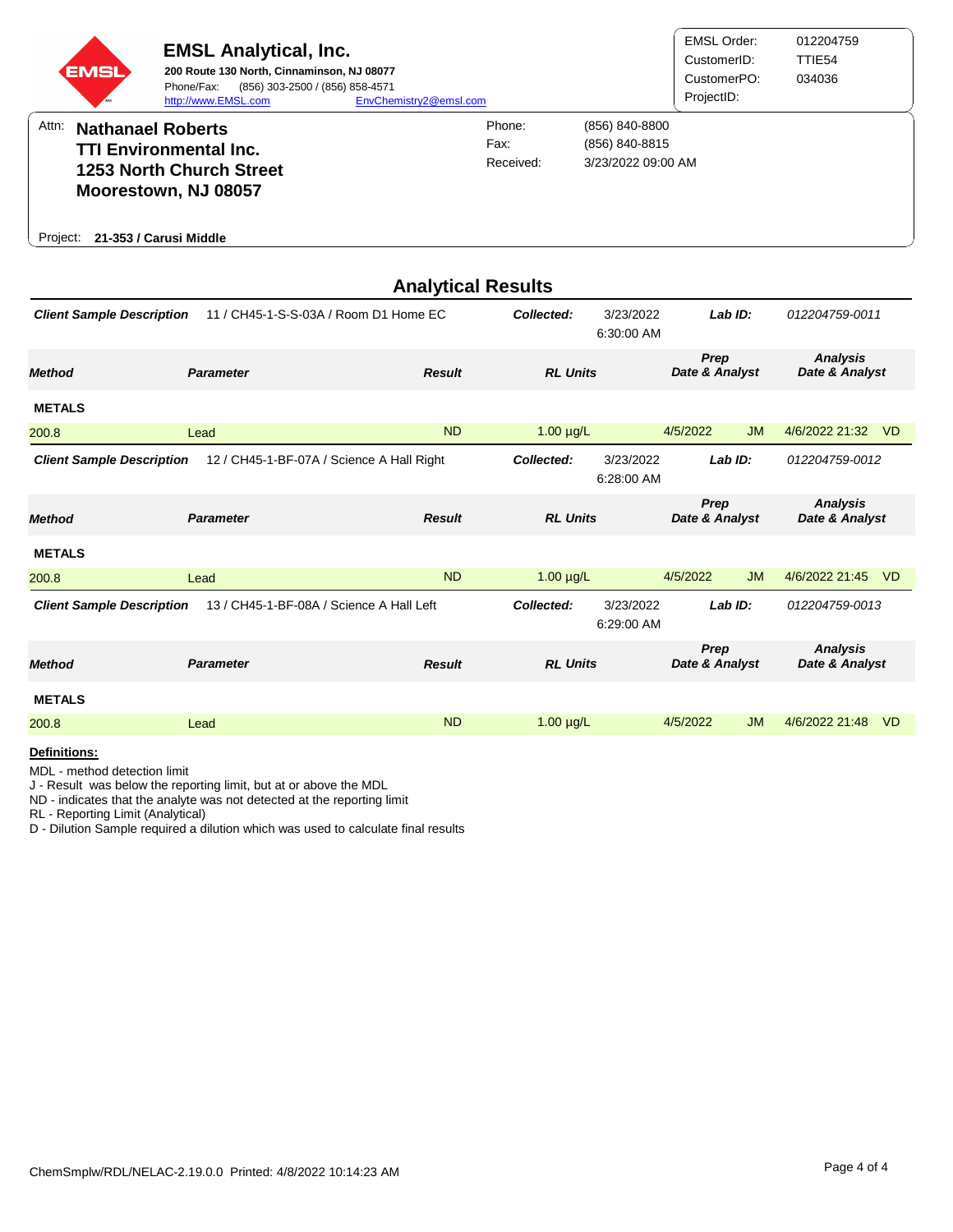**EMSL Analytical, Inc.**
**200 Route 130 North, Cinnaminson, NJ 08077**
Phone/Fax: (856) 303-2500 / (856) 858-4571
http://www.EMSL.com EnvChemistry2@emsl.com

| | |
|---|---|
| EMSL Order: | 012204759 |
| CustomerID: | TTIE54 |
| CustomerPO: | 034036 |
| ProjectID: | |

Attn: **Nathanael Roberts**
**TTI Environmental Inc.**
**1253 North Church Street**
**Moorestown, NJ 08057**

| | |
|---|---|
| Phone: | (856) 840-8800 |
| Fax: | (856) 840-8815 |
| Received: | 3/23/2022 09:00 AM |

Project: **21-353 / Carusi Middle**

## Analytical Results

***Client Sample Description*** 11 / CH45-1-S-S-03A / Room D1 Home EC — ***Collected:*** 3/23/2022 6:30:00 AM — ***Lab ID:*** *012204759-0011*

| Method | Parameter | Result | RL Units | Prep Date & Analyst | | Analysis Date & Analyst | |
|---|---|---|---|---|---|---|---|
| **METALS** | | | | | | | |
| 200.8 | Lead | ND | 1.00 µg/L | 4/5/2022 | JM | 4/6/2022 21:32 | VD |

***Client Sample Description*** 12 / CH45-1-BF-07A / Science A Hall Right — ***Collected:*** 3/23/2022 6:28:00 AM — ***Lab ID:*** *012204759-0012*

| Method | Parameter | Result | RL Units | Prep Date & Analyst | | Analysis Date & Analyst | |
|---|---|---|---|---|---|---|---|
| **METALS** | | | | | | | |
| 200.8 | Lead | ND | 1.00 µg/L | 4/5/2022 | JM | 4/6/2022 21:45 | VD |

***Client Sample Description*** 13 / CH45-1-BF-08A / Science A Hall Left — ***Collected:*** 3/23/2022 6:29:00 AM — ***Lab ID:*** *012204759-0013*

| Method | Parameter | Result | RL Units | Prep Date & Analyst | | Analysis Date & Analyst | |
|---|---|---|---|---|---|---|---|
| **METALS** | | | | | | | |
| 200.8 | Lead | ND | 1.00 µg/L | 4/5/2022 | JM | 4/6/2022 21:48 | VD |

**Definitions:**

MDL - method detection limit
J - Result was below the reporting limit, but at or above the MDL
ND - indicates that the analyte was not detected at the reporting limit
RL - Reporting Limit (Analytical)
D - Dilution Sample required a dilution which was used to calculate final results

ChemSmplw/RDL/NELAC-2.19.0.0 Printed: 4/8/2022 10:14:23 AM